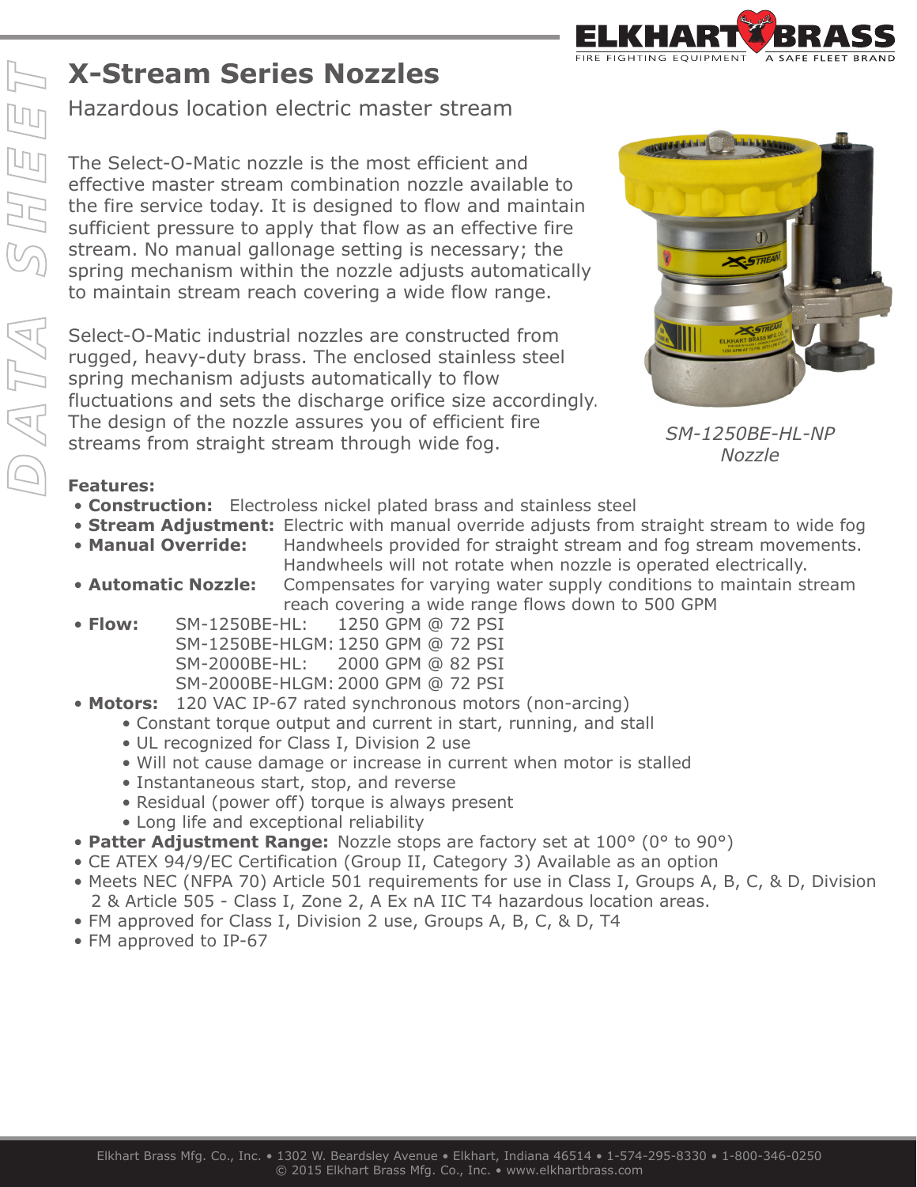# X-Stream Series Nozzles

Hazardous location electric master stream

The Select-O-Matic nozzle is the most efficient and effective master stream combination nozzle available to the fire service today. It is designed to flow and maintain sufficient pressure to apply that flow as an effective fire stream. No manual gallonage setting is necessary; the spring mechanism within the nozzle adjusts automatically to maintain stream reach covering a wide flow range.

Select-O-Matic industrial nozzles are constructed from rugged, heavy-duty brass. The enclosed stainless steel spring mechanism adjusts automatically to flow fluctuations and sets the discharge orifice size accordingly. The design of the nozzle assures you of efficient fire streams from straight stream through wide fog.

*SM-1250BE-HL-NP Nozzle*

**Features:**

- **Construction:** Electroless nickel plated brass and stainless steel
- **Stream Adjustment:** Electric with manual override adjusts from straight stream to wide fog
- **Manual Override:** Handwheels provided for straight stream and fog stream movements. Handwheels will not rotate when nozzle is operated electrically.
- **Automatic Nozzle:** Compensates for varying water supply conditions to maintain stream reach covering a wide range flows down to 500 GPM
- **Flow:**
  - SM-1250BE-HL: 1250 GPM @ 72 PSI
  - SM-1250BE-HLGM: 1250 GPM @ 72 PSI
  - SM-2000BE-HL: 2000 GPM @ 82 PSI
  - SM-2000BE-HLGM: 2000 GPM @ 72 PSI
- **Motors:** 120 VAC IP-67 rated synchronous motors (non-arcing)
  - Constant torque output and current in start, running, and stall
  - UL recognized for Class I, Division 2 use
  - Will not cause damage or increase in current when motor is stalled
  - Instantaneous start, stop, and reverse
  - Residual (power off) torque is always present
  - Long life and exceptional reliability
- **Patter Adjustment Range:** Nozzle stops are factory set at 100° (0° to 90°)
- CE ATEX 94/9/EC Certification (Group II, Category 3) Available as an option
- Meets NEC (NFPA 70) Article 501 requirements for use in Class I, Groups A, B, C, & D, Division 2 & Article 505 - Class I, Zone 2, A Ex nA IIC T4 hazardous location areas.
- FM approved for Class I, Division 2 use, Groups A, B, C, & D, T4
- FM approved to IP-67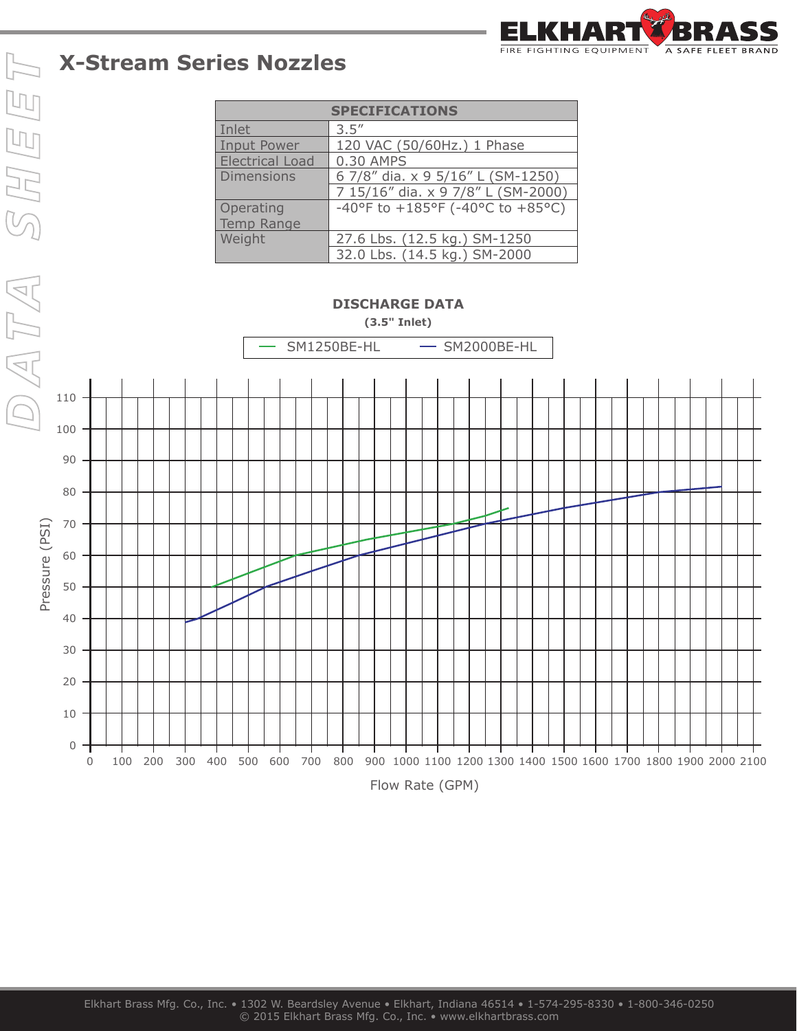# X-Stream Series Nozzles

| SPECIFICATIONS | |
|---|---|
| Inlet | 3.5″ |
| Input Power | 120 VAC (50/60Hz.) 1 Phase |
| Electrical Load | 0.30 AMPS |
| Dimensions | 6 7/8″ dia. x 9 5/16″ L (SM-1250) |
| | 7 15/16″ dia. x 9 7/8″ L (SM-2000) |
| Operating Temp Range | -40°F to +185°F (-40°C to +85°C) |
| Weight | 27.6 Lbs. (12.5 kg.) SM-1250 |
| | 32.0 Lbs. (14.5 kg.) SM-2000 |

**DISCHARGE DATA**

**(3.5" Inlet)**

SM1250BE-HL

SM2000BE-HL

Pressure (PSI)

0 10 20 30 40 50 60 70 80 90 100 110

Flow Rate (GPM)

0 100 200 300 400 500 600 700 800 900 1000 1100 1200 1300 1400 1500 1600 1700 1800 1900 2000 2100

Elkhart Brass Mfg. Co., Inc. • 1302 W. Beardsley Avenue • Elkhart, Indiana 46514 • 1-574-295-8330 • 1-800-346-0250
© 2015 Elkhart Brass Mfg. Co., Inc. • www.elkhartbrass.com